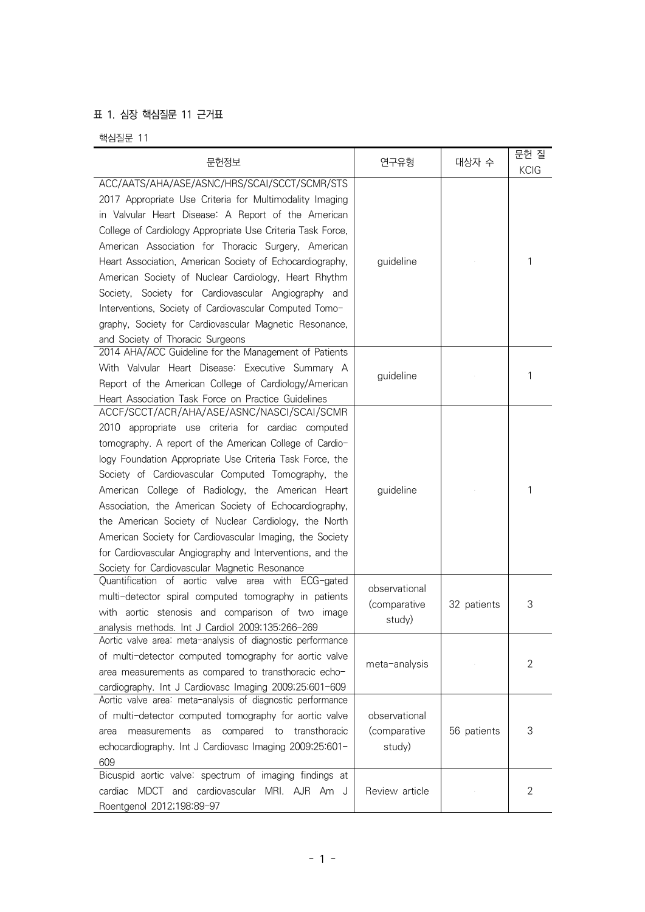표 1. 심장 핵심질문 11 근거표

핵심질문 11

| 문헌정보 | 연구유형 | 대상자 수 | 문헌 질 KCIG |
|---|---|---|---|
| ACC/AATS/AHA/ASE/ASNC/HRS/SCAI/SCCT/SCMR/STS 2017 Appropriate Use Criteria for Multimodality Imaging in Valvular Heart Disease: A Report of the American College of Cardiology Appropriate Use Criteria Task Force, American Association for Thoracic Surgery, American Heart Association, American Society of Echocardiography, American Society of Nuclear Cardiology, Heart Rhythm Society, Society for Cardiovascular Angiography and Interventions, Society of Cardiovascular Computed Tomography, Society for Cardiovascular Magnetic Resonance, and Society of Thoracic Surgeons | guideline | | 1 |
| 2014 AHA/ACC Guideline for the Management of Patients With Valvular Heart Disease: Executive Summary A Report of the American College of Cardiology/American Heart Association Task Force on Practice Guidelines | guideline | | 1 |
| ACCF/SCCT/ACR/AHA/ASE/ASNC/NASCI/SCAI/SCMR 2010 appropriate use criteria for cardiac computed tomography. A report of the American College of Cardiology Foundation Appropriate Use Criteria Task Force, the Society of Cardiovascular Computed Tomography, the American College of Radiology, the American Heart Association, the American Society of Echocardiography, the American Society of Nuclear Cardiology, the North American Society for Cardiovascular Imaging, the Society for Cardiovascular Angiography and Interventions, and the Society for Cardiovascular Magnetic Resonance | guideline | | 1 |
| Quantification of aortic valve area with ECG-gated multi-detector spiral computed tomography in patients with aortic stenosis and comparison of two image analysis methods. Int J Cardiol 2009;135:266-269 | observational (comparative study) | 32 patients | 3 |
| Aortic valve area: meta-analysis of diagnostic performance of multi-detector computed tomography for aortic valve area measurements as compared to transthoracic echocardiography. Int J Cardiovasc Imaging 2009;25:601-609 | meta-analysis | | 2 |
| Aortic valve area: meta-analysis of diagnostic performance of multi-detector computed tomography for aortic valve area measurements as compared to transthoracic echocardiography. Int J Cardiovasc Imaging 2009;25:601-609 | observational (comparative study) | 56 patients | 3 |
| Bicuspid aortic valve: spectrum of imaging findings at cardiac MDCT and cardiovascular MRI. AJR Am J Roentgenol 2012;198:89-97 | Review article | | 2 |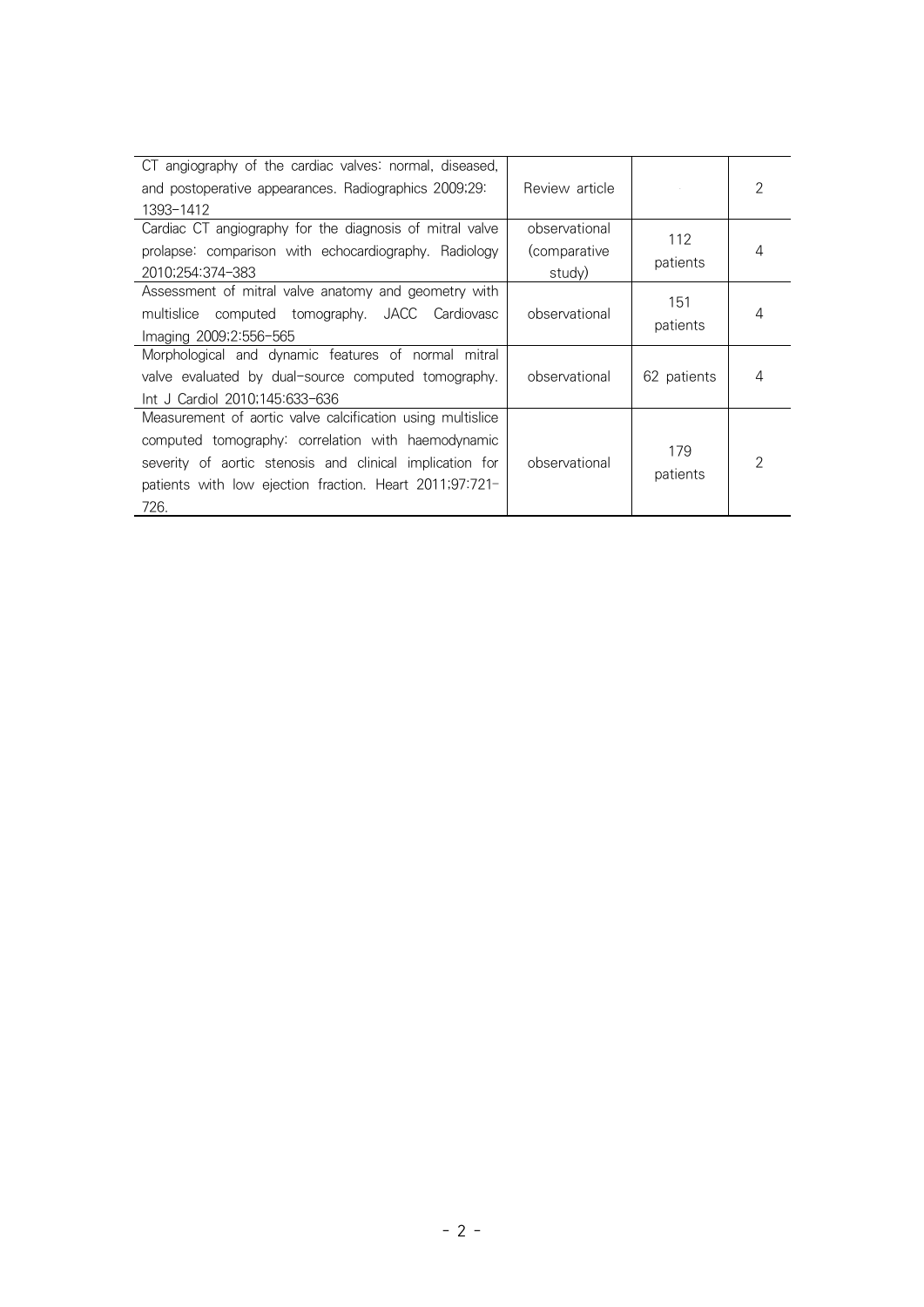| | | | |
|---|---|---|---|
| CT angiography of the cardiac valves: normal, diseased, and postoperative appearances. Radiographics 2009;29: 1393–1412 | Review article | | 2 |
| Cardiac CT angiography for the diagnosis of mitral valve prolapse: comparison with echocardiography. Radiology 2010;254:374–383 | observational (comparative study) | 112 patients | 4 |
| Assessment of mitral valve anatomy and geometry with multislice computed tomography. JACC Cardiovasc Imaging 2009;2:556–565 | observational | 151 patients | 4 |
| Morphological and dynamic features of normal mitral valve evaluated by dual-source computed tomography. Int J Cardiol 2010;145:633–636 | observational | 62 patients | 4 |
| Measurement of aortic valve calcification using multislice computed tomography: correlation with haemodynamic severity of aortic stenosis and clinical implication for patients with low ejection fraction. Heart 2011;97:721–726. | observational | 179 patients | 2 |